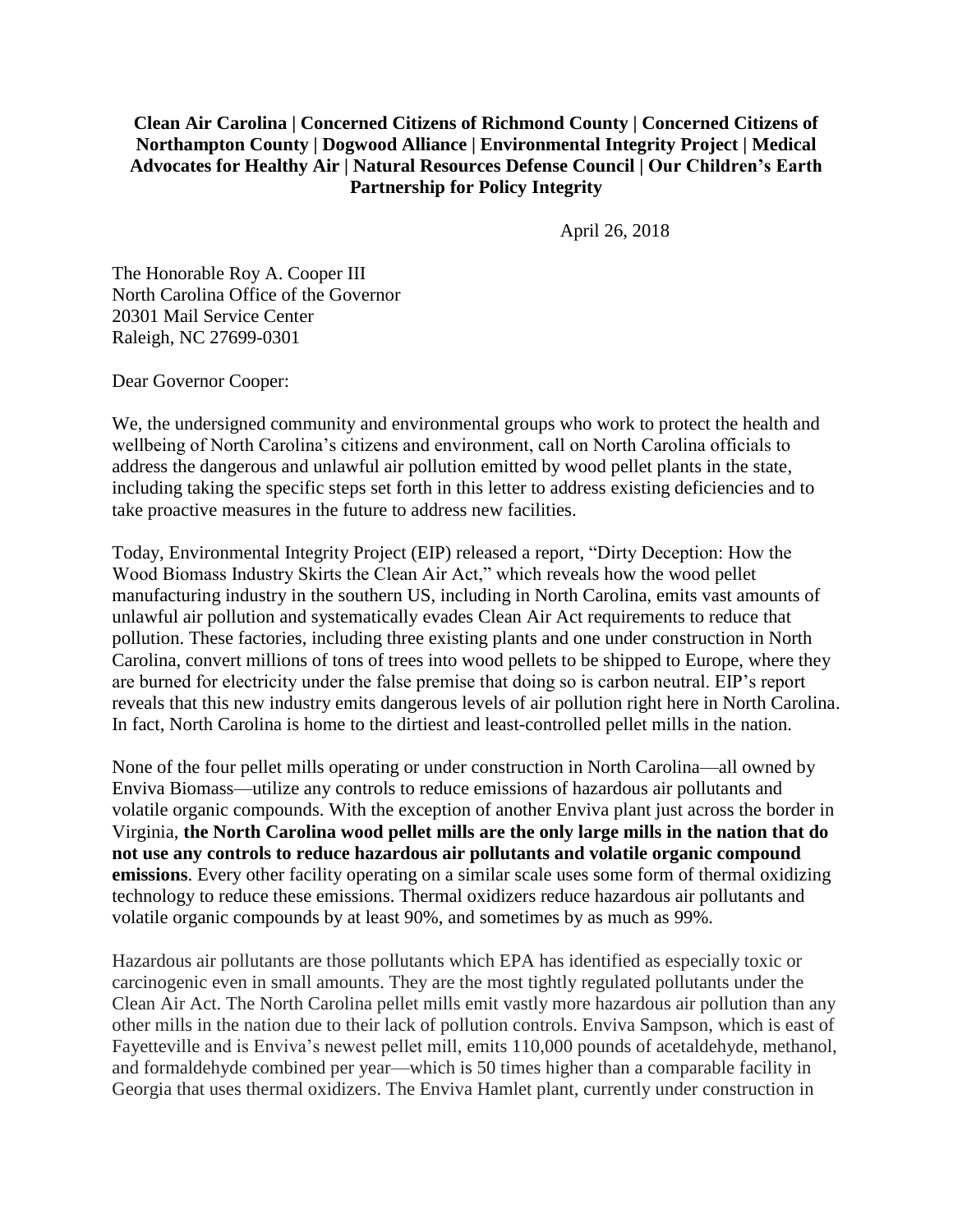**Clean Air Carolina | Concerned Citizens of Richmond County | Concerned Citizens of Northampton County | Dogwood Alliance | Environmental Integrity Project | Medical Advocates for Healthy Air | Natural Resources Defense Council | Our Children's Earth Partnership for Policy Integrity**

April 26, 2018

The Honorable Roy A. Cooper III
North Carolina Office of the Governor
20301 Mail Service Center
Raleigh, NC 27699-0301

Dear Governor Cooper:

We, the undersigned community and environmental groups who work to protect the health and wellbeing of North Carolina's citizens and environment, call on North Carolina officials to address the dangerous and unlawful air pollution emitted by wood pellet plants in the state, including taking the specific steps set forth in this letter to address existing deficiencies and to take proactive measures in the future to address new facilities.

Today, Environmental Integrity Project (EIP) released a report, "Dirty Deception: How the Wood Biomass Industry Skirts the Clean Air Act," which reveals how the wood pellet manufacturing industry in the southern US, including in North Carolina, emits vast amounts of unlawful air pollution and systematically evades Clean Air Act requirements to reduce that pollution. These factories, including three existing plants and one under construction in North Carolina, convert millions of tons of trees into wood pellets to be shipped to Europe, where they are burned for electricity under the false premise that doing so is carbon neutral. EIP's report reveals that this new industry emits dangerous levels of air pollution right here in North Carolina. In fact, North Carolina is home to the dirtiest and least-controlled pellet mills in the nation.

None of the four pellet mills operating or under construction in North Carolina—all owned by Enviva Biomass—utilize any controls to reduce emissions of hazardous air pollutants and volatile organic compounds. With the exception of another Enviva plant just across the border in Virginia, **the North Carolina wood pellet mills are the only large mills in the nation that do not use any controls to reduce hazardous air pollutants and volatile organic compound emissions**. Every other facility operating on a similar scale uses some form of thermal oxidizing technology to reduce these emissions. Thermal oxidizers reduce hazardous air pollutants and volatile organic compounds by at least 90%, and sometimes by as much as 99%.

Hazardous air pollutants are those pollutants which EPA has identified as especially toxic or carcinogenic even in small amounts. They are the most tightly regulated pollutants under the Clean Air Act. The North Carolina pellet mills emit vastly more hazardous air pollution than any other mills in the nation due to their lack of pollution controls. Enviva Sampson, which is east of Fayetteville and is Enviva's newest pellet mill, emits 110,000 pounds of acetaldehyde, methanol, and formaldehyde combined per year—which is 50 times higher than a comparable facility in Georgia that uses thermal oxidizers. The Enviva Hamlet plant, currently under construction in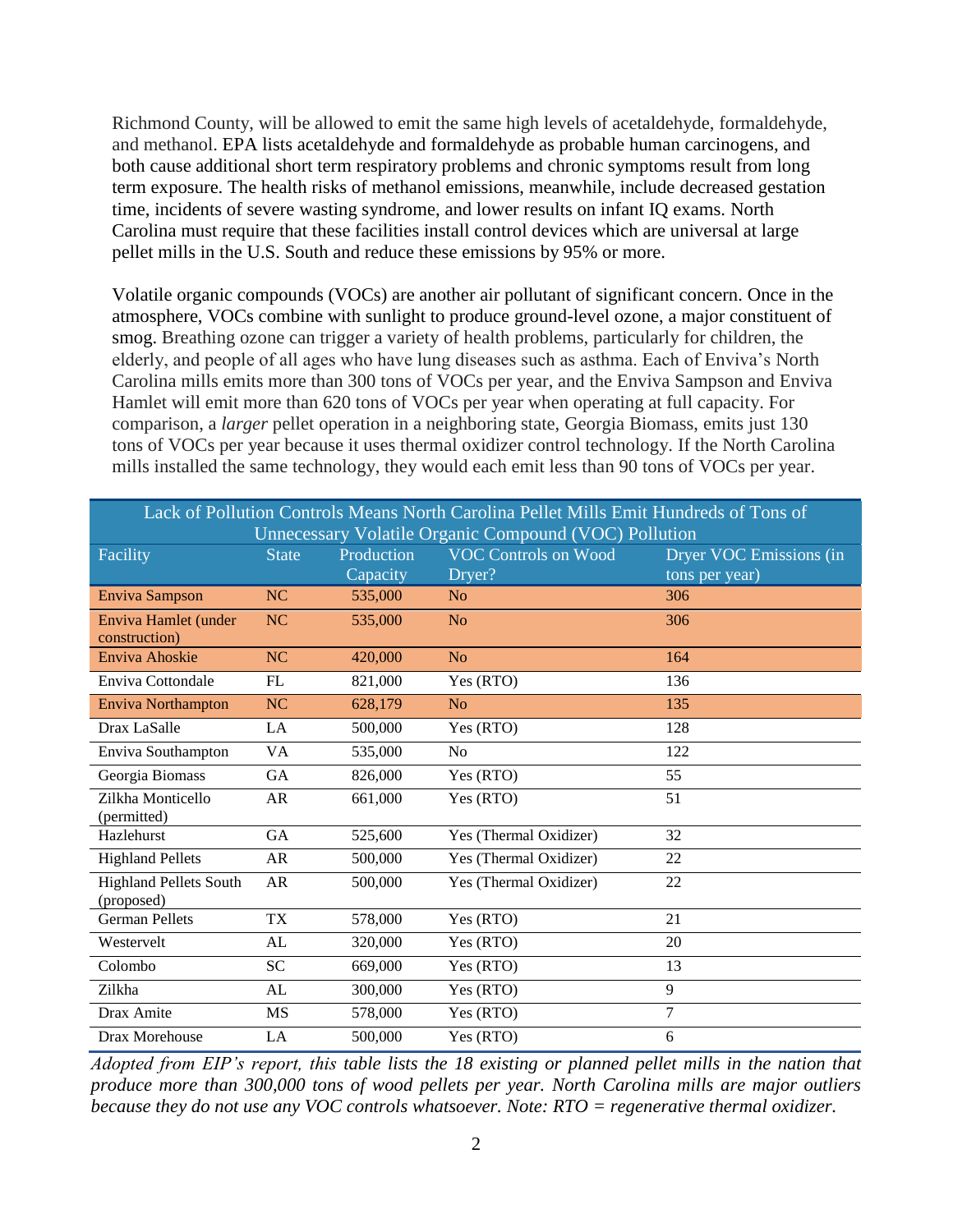Richmond County, will be allowed to emit the same high levels of acetaldehyde, formaldehyde, and methanol. EPA lists acetaldehyde and formaldehyde as probable human carcinogens, and both cause additional short term respiratory problems and chronic symptoms result from long term exposure. The health risks of methanol emissions, meanwhile, include decreased gestation time, incidents of severe wasting syndrome, and lower results on infant IQ exams. North Carolina must require that these facilities install control devices which are universal at large pellet mills in the U.S. South and reduce these emissions by 95% or more.

Volatile organic compounds (VOCs) are another air pollutant of significant concern. Once in the atmosphere, VOCs combine with sunlight to produce ground-level ozone, a major constituent of smog. Breathing ozone can trigger a variety of health problems, particularly for children, the elderly, and people of all ages who have lung diseases such as asthma. Each of Enviva's North Carolina mills emits more than 300 tons of VOCs per year, and the Enviva Sampson and Enviva Hamlet will emit more than 620 tons of VOCs per year when operating at full capacity. For comparison, a *larger* pellet operation in a neighboring state, Georgia Biomass, emits just 130 tons of VOCs per year because it uses thermal oxidizer control technology. If the North Carolina mills installed the same technology, they would each emit less than 90 tons of VOCs per year.

**Lack of Pollution Controls Means North Carolina Pellet Mills Emit Hundreds of Tons of Unnecessary Volatile Organic Compound (VOC) Pollution**

| Facility | State | Production Capacity | VOC Controls on Wood Dryer? | Dryer VOC Emissions (in tons per year) |
|---|---|---|---|---|
| Enviva Sampson | NC | 535,000 | No | 306 |
| Enviva Hamlet (under construction) | NC | 535,000 | No | 306 |
| Enviva Ahoskie | NC | 420,000 | No | 164 |
| Enviva Cottondale | FL | 821,000 | Yes (RTO) | 136 |
| Enviva Northampton | NC | 628,179 | No | 135 |
| Drax LaSalle | LA | 500,000 | Yes (RTO) | 128 |
| Enviva Southampton | VA | 535,000 | No | 122 |
| Georgia Biomass | GA | 826,000 | Yes (RTO) | 55 |
| Zilkha Monticello (permitted) | AR | 661,000 | Yes (RTO) | 51 |
| Hazlehurst | GA | 525,600 | Yes (Thermal Oxidizer) | 32 |
| Highland Pellets | AR | 500,000 | Yes (Thermal Oxidizer) | 22 |
| Highland Pellets South (proposed) | AR | 500,000 | Yes (Thermal Oxidizer) | 22 |
| German Pellets | TX | 578,000 | Yes (RTO) | 21 |
| Westervelt | AL | 320,000 | Yes (RTO) | 20 |
| Colombo | SC | 669,000 | Yes (RTO) | 13 |
| Zilkha | AL | 300,000 | Yes (RTO) | 9 |
| Drax Amite | MS | 578,000 | Yes (RTO) | 7 |
| Drax Morehouse | LA | 500,000 | Yes (RTO) | 6 |

*Adopted from EIP's report, this table lists the 18 existing or planned pellet mills in the nation that produce more than 300,000 tons of wood pellets per year. North Carolina mills are major outliers because they do not use any VOC controls whatsoever. Note: RTO = regenerative thermal oxidizer.*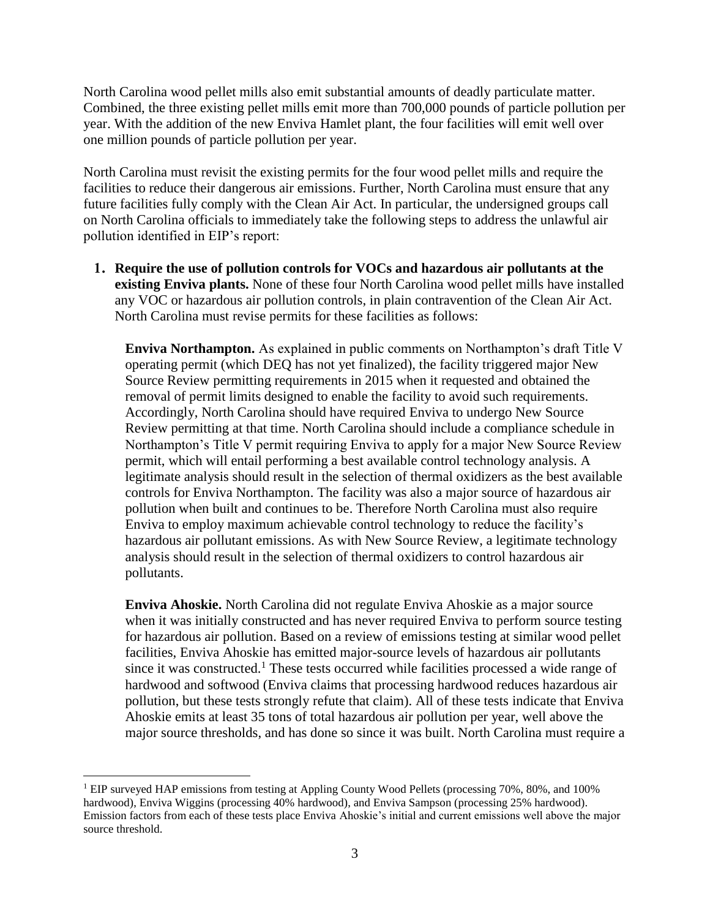North Carolina wood pellet mills also emit substantial amounts of deadly particulate matter. Combined, the three existing pellet mills emit more than 700,000 pounds of particle pollution per year. With the addition of the new Enviva Hamlet plant, the four facilities will emit well over one million pounds of particle pollution per year.

North Carolina must revisit the existing permits for the four wood pellet mills and require the facilities to reduce their dangerous air emissions. Further, North Carolina must ensure that any future facilities fully comply with the Clean Air Act. In particular, the undersigned groups call on North Carolina officials to immediately take the following steps to address the unlawful air pollution identified in EIP's report:

1. **Require the use of pollution controls for VOCs and hazardous air pollutants at the existing Enviva plants.** None of these four North Carolina wood pellet mills have installed any VOC or hazardous air pollution controls, in plain contravention of the Clean Air Act. North Carolina must revise permits for these facilities as follows:

   **Enviva Northampton.** As explained in public comments on Northampton's draft Title V operating permit (which DEQ has not yet finalized), the facility triggered major New Source Review permitting requirements in 2015 when it requested and obtained the removal of permit limits designed to enable the facility to avoid such requirements. Accordingly, North Carolina should have required Enviva to undergo New Source Review permitting at that time. North Carolina should include a compliance schedule in Northampton's Title V permit requiring Enviva to apply for a major New Source Review permit, which will entail performing a best available control technology analysis. A legitimate analysis should result in the selection of thermal oxidizers as the best available controls for Enviva Northampton. The facility was also a major source of hazardous air pollution when built and continues to be. Therefore North Carolina must also require Enviva to employ maximum achievable control technology to reduce the facility's hazardous air pollutant emissions. As with New Source Review, a legitimate technology analysis should result in the selection of thermal oxidizers to control hazardous air pollutants.

   **Enviva Ahoskie.** North Carolina did not regulate Enviva Ahoskie as a major source when it was initially constructed and has never required Enviva to perform source testing for hazardous air pollution. Based on a review of emissions testing at similar wood pellet facilities, Enviva Ahoskie has emitted major-source levels of hazardous air pollutants since it was constructed.[1] These tests occurred while facilities processed a wide range of hardwood and softwood (Enviva claims that processing hardwood reduces hazardous air pollution, but these tests strongly refute that claim). All of these tests indicate that Enviva Ahoskie emits at least 35 tons of total hazardous air pollution per year, well above the major source thresholds, and has done so since it was built. North Carolina must require a

[1] EIP surveyed HAP emissions from testing at Appling County Wood Pellets (processing 70%, 80%, and 100% hardwood), Enviva Wiggins (processing 40% hardwood), and Enviva Sampson (processing 25% hardwood). Emission factors from each of these tests place Enviva Ahoskie's initial and current emissions well above the major source threshold.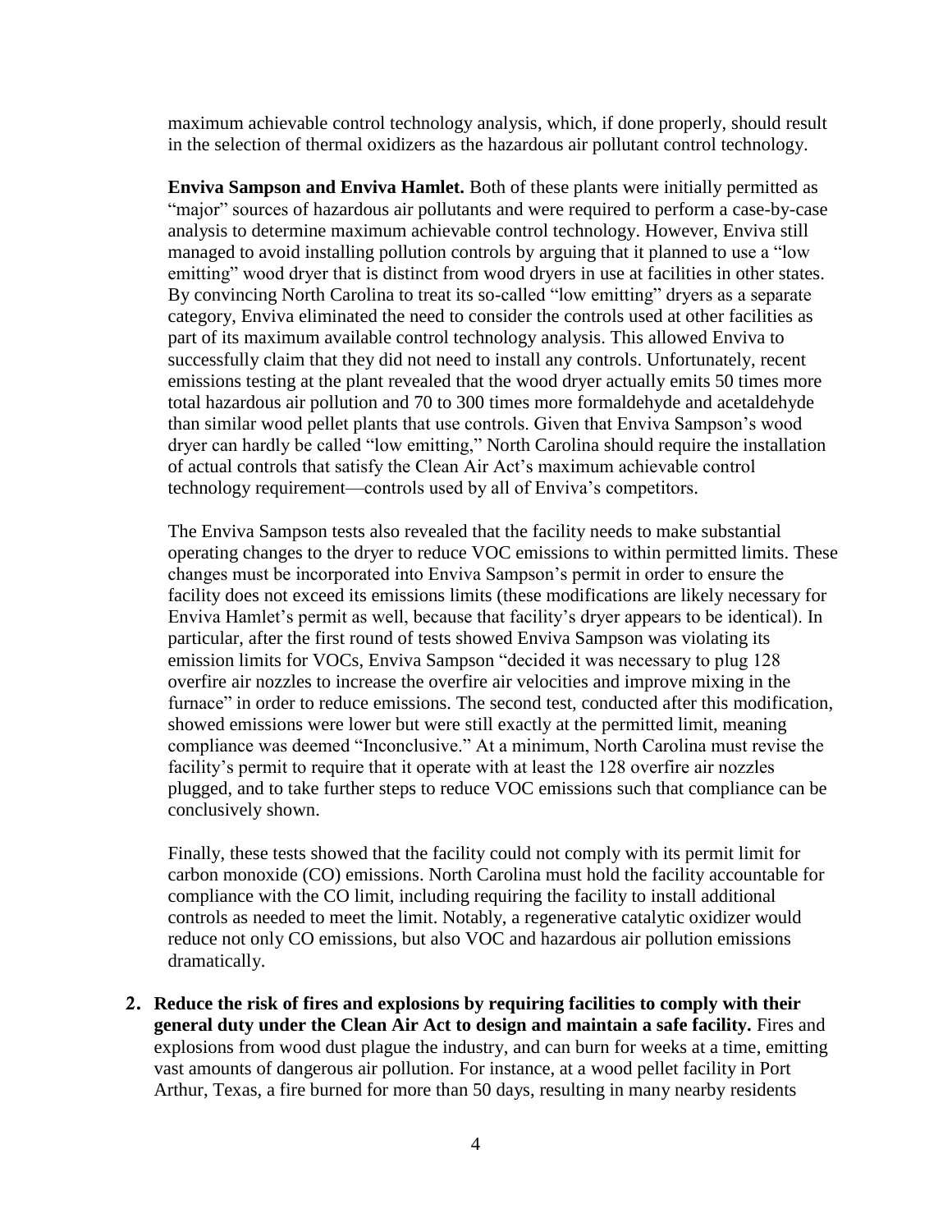maximum achievable control technology analysis, which, if done properly, should result in the selection of thermal oxidizers as the hazardous air pollutant control technology.

**Enviva Sampson and Enviva Hamlet.** Both of these plants were initially permitted as "major" sources of hazardous air pollutants and were required to perform a case-by-case analysis to determine maximum achievable control technology. However, Enviva still managed to avoid installing pollution controls by arguing that it planned to use a "low emitting" wood dryer that is distinct from wood dryers in use at facilities in other states. By convincing North Carolina to treat its so-called "low emitting" dryers as a separate category, Enviva eliminated the need to consider the controls used at other facilities as part of its maximum available control technology analysis. This allowed Enviva to successfully claim that they did not need to install any controls. Unfortunately, recent emissions testing at the plant revealed that the wood dryer actually emits 50 times more total hazardous air pollution and 70 to 300 times more formaldehyde and acetaldehyde than similar wood pellet plants that use controls. Given that Enviva Sampson's wood dryer can hardly be called "low emitting," North Carolina should require the installation of actual controls that satisfy the Clean Air Act's maximum achievable control technology requirement—controls used by all of Enviva's competitors.

The Enviva Sampson tests also revealed that the facility needs to make substantial operating changes to the dryer to reduce VOC emissions to within permitted limits. These changes must be incorporated into Enviva Sampson's permit in order to ensure the facility does not exceed its emissions limits (these modifications are likely necessary for Enviva Hamlet's permit as well, because that facility's dryer appears to be identical). In particular, after the first round of tests showed Enviva Sampson was violating its emission limits for VOCs, Enviva Sampson "decided it was necessary to plug 128 overfire air nozzles to increase the overfire air velocities and improve mixing in the furnace" in order to reduce emissions. The second test, conducted after this modification, showed emissions were lower but were still exactly at the permitted limit, meaning compliance was deemed "Inconclusive." At a minimum, North Carolina must revise the facility's permit to require that it operate with at least the 128 overfire air nozzles plugged, and to take further steps to reduce VOC emissions such that compliance can be conclusively shown.

Finally, these tests showed that the facility could not comply with its permit limit for carbon monoxide (CO) emissions. North Carolina must hold the facility accountable for compliance with the CO limit, including requiring the facility to install additional controls as needed to meet the limit. Notably, a regenerative catalytic oxidizer would reduce not only CO emissions, but also VOC and hazardous air pollution emissions dramatically.

2. **Reduce the risk of fires and explosions by requiring facilities to comply with their general duty under the Clean Air Act to design and maintain a safe facility.** Fires and explosions from wood dust plague the industry, and can burn for weeks at a time, emitting vast amounts of dangerous air pollution. For instance, at a wood pellet facility in Port Arthur, Texas, a fire burned for more than 50 days, resulting in many nearby residents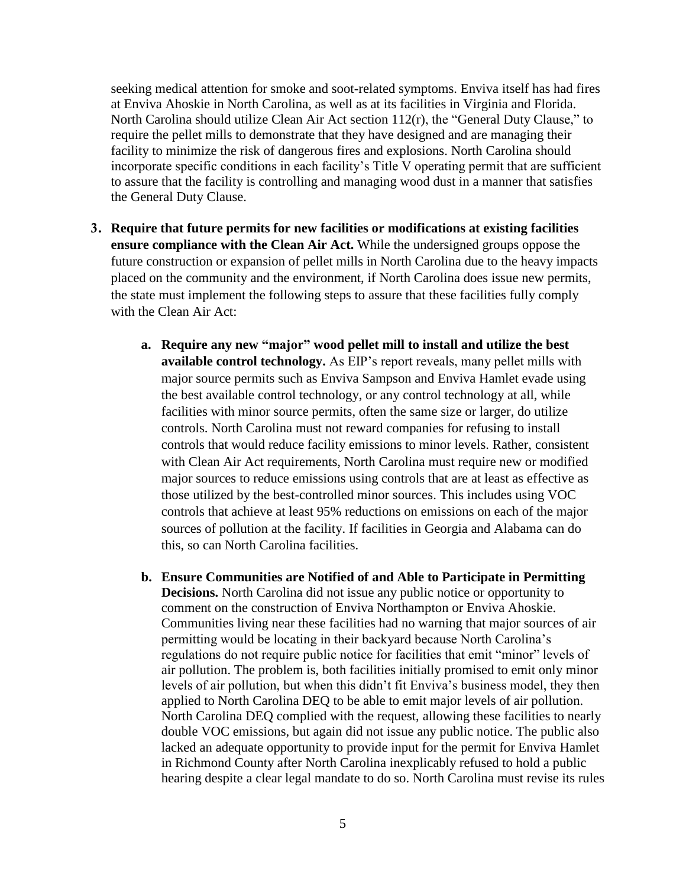seeking medical attention for smoke and soot-related symptoms. Enviva itself has had fires at Enviva Ahoskie in North Carolina, as well as at its facilities in Virginia and Florida. North Carolina should utilize Clean Air Act section 112(r), the "General Duty Clause," to require the pellet mills to demonstrate that they have designed and are managing their facility to minimize the risk of dangerous fires and explosions. North Carolina should incorporate specific conditions in each facility's Title V operating permit that are sufficient to assure that the facility is controlling and managing wood dust in a manner that satisfies the General Duty Clause.

3. **Require that future permits for new facilities or modifications at existing facilities ensure compliance with the Clean Air Act.** While the undersigned groups oppose the future construction or expansion of pellet mills in North Carolina due to the heavy impacts placed on the community and the environment, if North Carolina does issue new permits, the state must implement the following steps to assure that these facilities fully comply with the Clean Air Act:

   a. **Require any new "major" wood pellet mill to install and utilize the best available control technology.** As EIP's report reveals, many pellet mills with major source permits such as Enviva Sampson and Enviva Hamlet evade using the best available control technology, or any control technology at all, while facilities with minor source permits, often the same size or larger, do utilize controls. North Carolina must not reward companies for refusing to install controls that would reduce facility emissions to minor levels. Rather, consistent with Clean Air Act requirements, North Carolina must require new or modified major sources to reduce emissions using controls that are at least as effective as those utilized by the best-controlled minor sources. This includes using VOC controls that achieve at least 95% reductions on emissions on each of the major sources of pollution at the facility. If facilities in Georgia and Alabama can do this, so can North Carolina facilities.

   b. **Ensure Communities are Notified of and Able to Participate in Permitting Decisions.** North Carolina did not issue any public notice or opportunity to comment on the construction of Enviva Northampton or Enviva Ahoskie. Communities living near these facilities had no warning that major sources of air permitting would be locating in their backyard because North Carolina's regulations do not require public notice for facilities that emit "minor" levels of air pollution. The problem is, both facilities initially promised to emit only minor levels of air pollution, but when this didn't fit Enviva's business model, they then applied to North Carolina DEQ to be able to emit major levels of air pollution. North Carolina DEQ complied with the request, allowing these facilities to nearly double VOC emissions, but again did not issue any public notice. The public also lacked an adequate opportunity to provide input for the permit for Enviva Hamlet in Richmond County after North Carolina inexplicably refused to hold a public hearing despite a clear legal mandate to do so. North Carolina must revise its rules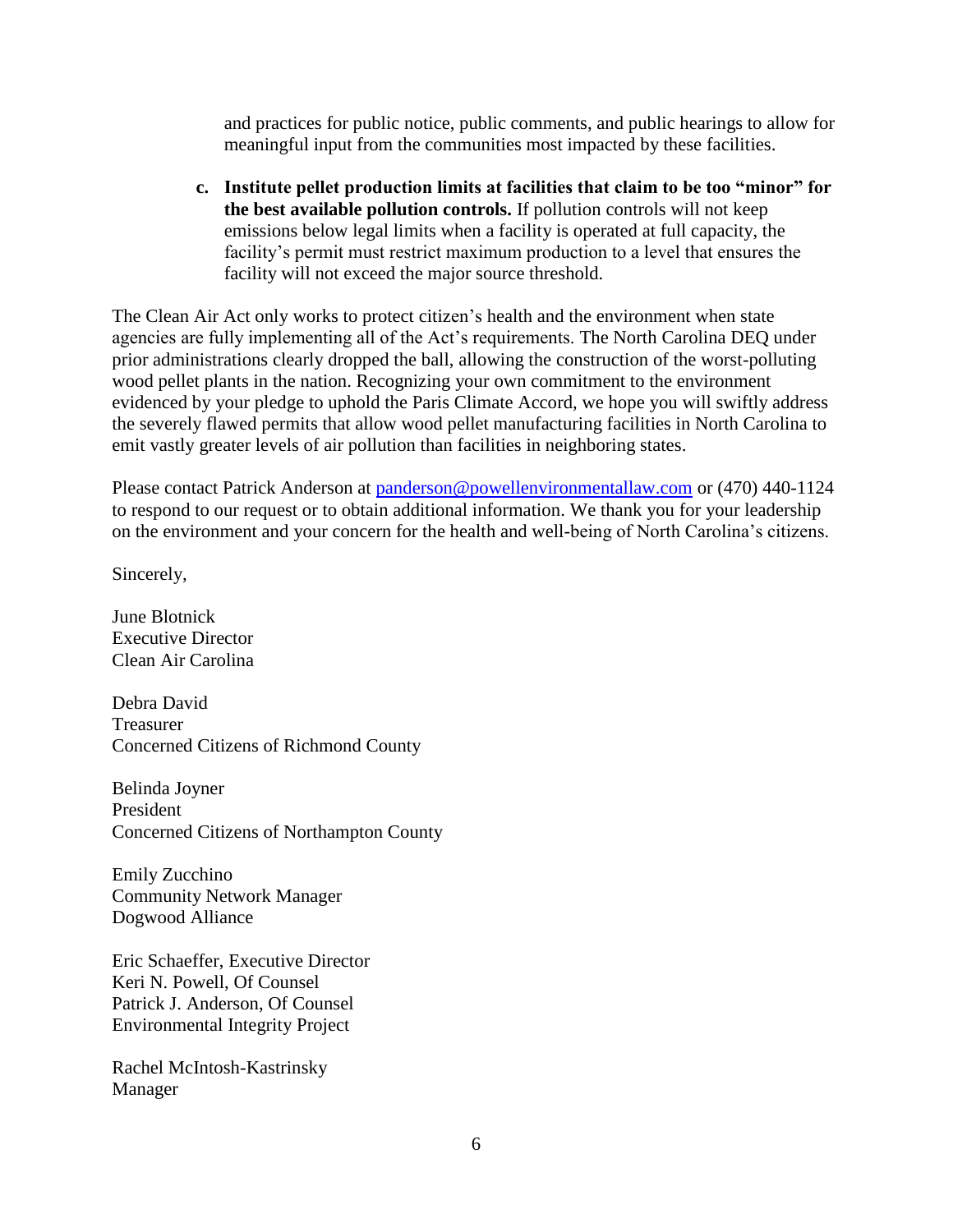and practices for public notice, public comments, and public hearings to allow for meaningful input from the communities most impacted by these facilities.

c. **Institute pellet production limits at facilities that claim to be too "minor" for the best available pollution controls.** If pollution controls will not keep emissions below legal limits when a facility is operated at full capacity, the facility's permit must restrict maximum production to a level that ensures the facility will not exceed the major source threshold.

The Clean Air Act only works to protect citizen's health and the environment when state agencies are fully implementing all of the Act's requirements. The North Carolina DEQ under prior administrations clearly dropped the ball, allowing the construction of the worst-polluting wood pellet plants in the nation. Recognizing your own commitment to the environment evidenced by your pledge to uphold the Paris Climate Accord, we hope you will swiftly address the severely flawed permits that allow wood pellet manufacturing facilities in North Carolina to emit vastly greater levels of air pollution than facilities in neighboring states.

Please contact Patrick Anderson at panderson@powellenvironmentallaw.com or (470) 440-1124 to respond to our request or to obtain additional information. We thank you for your leadership on the environment and your concern for the health and well-being of North Carolina's citizens.

Sincerely,

June Blotnick
Executive Director
Clean Air Carolina

Debra David
Treasurer
Concerned Citizens of Richmond County

Belinda Joyner
President
Concerned Citizens of Northampton County

Emily Zucchino
Community Network Manager
Dogwood Alliance

Eric Schaeffer, Executive Director
Keri N. Powell, Of Counsel
Patrick J. Anderson, Of Counsel
Environmental Integrity Project

Rachel McIntosh-Kastrinsky
Manager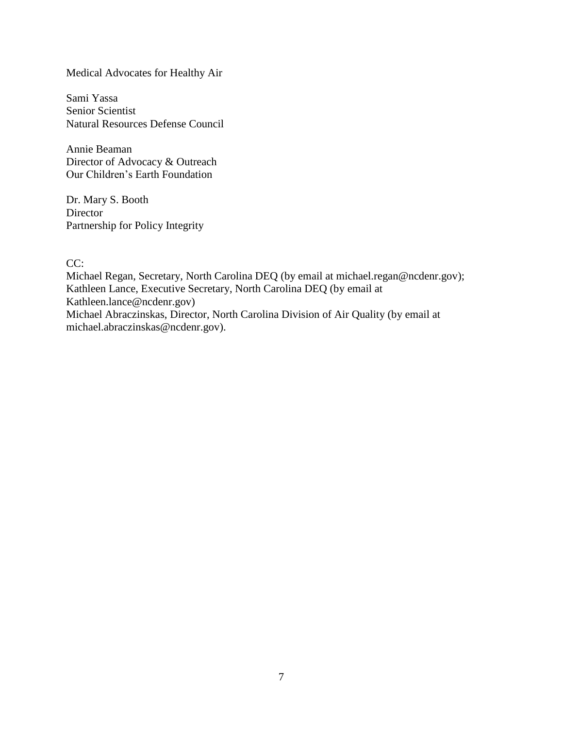Medical Advocates for Healthy Air

Sami Yassa
Senior Scientist
Natural Resources Defense Council

Annie Beaman
Director of Advocacy & Outreach
Our Children's Earth Foundation

Dr. Mary S. Booth
Director
Partnership for Policy Integrity

CC:
Michael Regan, Secretary, North Carolina DEQ (by email at michael.regan@ncdenr.gov);
Kathleen Lance, Executive Secretary, North Carolina DEQ (by email at Kathleen.lance@ncdenr.gov)
Michael Abraczinskas, Director, North Carolina Division of Air Quality (by email at michael.abraczinskas@ncdenr.gov).